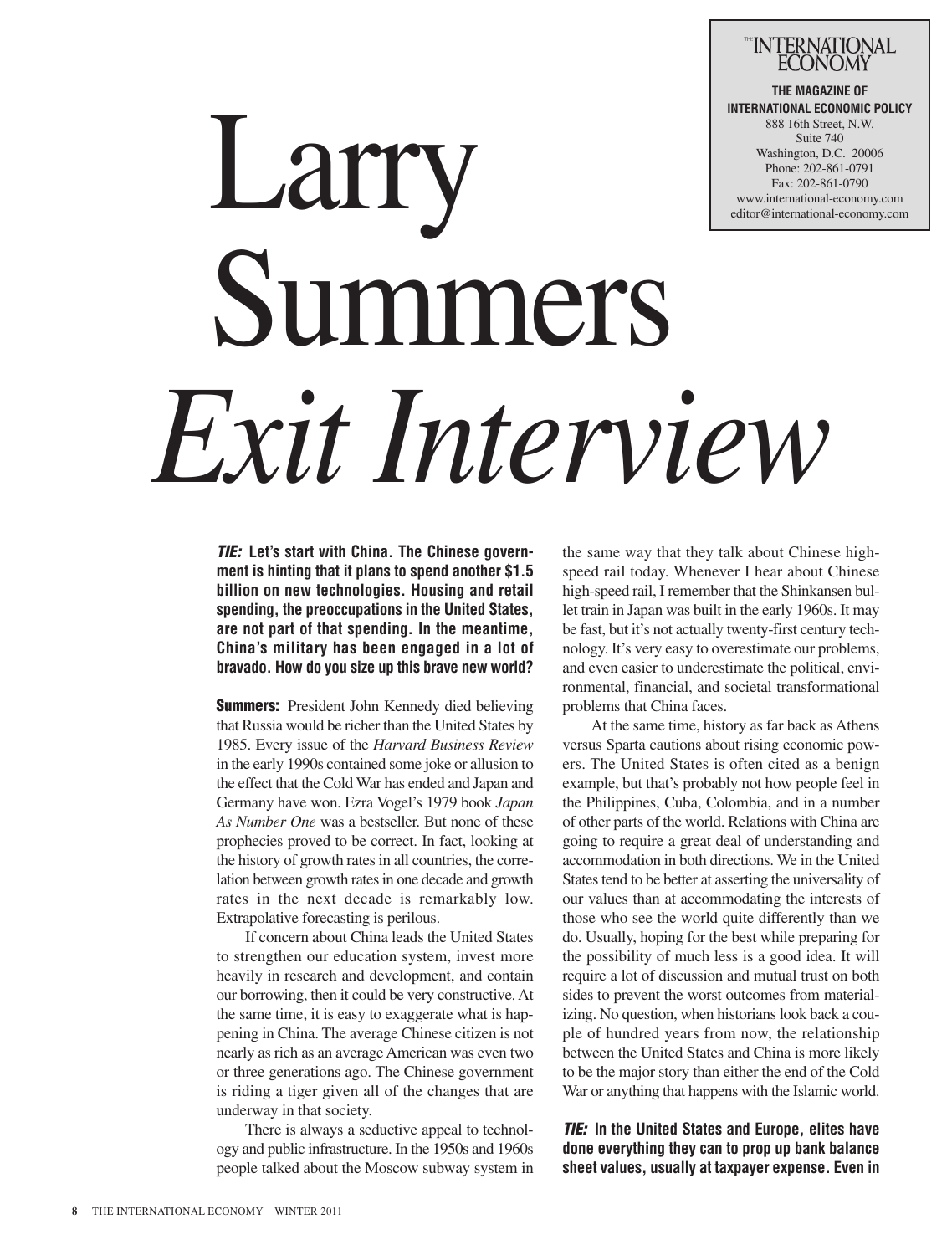# Larry Summers *Exit Interview*

THE INTERNATIONAL ECONOMY

**THE MAGAZINE OF INTERNATIONAL ECONOMIC POLICY**
888 16th Street, N.W.
Suite 740
Washington, D.C. 20006
Phone: 202-861-0791
Fax: 202-861-0790
www.international-economy.com
editor@international-economy.com

***TIE:*** **Let's start with China. The Chinese government is hinting that it plans to spend another $1.5 billion on new technologies. Housing and retail spending, the preoccupations in the United States, are not part of that spending. In the meantime, China's military has been engaged in a lot of bravado. How do you size up this brave new world?**

**Summers:** President John Kennedy died believing that Russia would be richer than the United States by 1985. Every issue of the *Harvard Business Review* in the early 1990s contained some joke or allusion to the effect that the Cold War has ended and Japan and Germany have won. Ezra Vogel's 1979 book *Japan As Number One* was a bestseller. But none of these prophecies proved to be correct. In fact, looking at the history of growth rates in all countries, the correlation between growth rates in one decade and growth rates in the next decade is remarkably low. Extrapolative forecasting is perilous.

If concern about China leads the United States to strengthen our education system, invest more heavily in research and development, and contain our borrowing, then it could be very constructive. At the same time, it is easy to exaggerate what is happening in China. The average Chinese citizen is not nearly as rich as an average American was even two or three generations ago. The Chinese government is riding a tiger given all of the changes that are underway in that society.

There is always a seductive appeal to technology and public infrastructure. In the 1950s and 1960s people talked about the Moscow subway system in the same way that they talk about Chinese high-speed rail today. Whenever I hear about Chinese high-speed rail, I remember that the Shinkansen bullet train in Japan was built in the early 1960s. It may be fast, but it's not actually twenty-first century technology. It's very easy to overestimate our problems, and even easier to underestimate the political, environmental, financial, and societal transformational problems that China faces.

At the same time, history as far back as Athens versus Sparta cautions about rising economic powers. The United States is often cited as a benign example, but that's probably not how people feel in the Philippines, Cuba, Colombia, and in a number of other parts of the world. Relations with China are going to require a great deal of understanding and accommodation in both directions. We in the United States tend to be better at asserting the universality of our values than at accommodating the interests of those who see the world quite differently than we do. Usually, hoping for the best while preparing for the possibility of much less is a good idea. It will require a lot of discussion and mutual trust on both sides to prevent the worst outcomes from materializing. No question, when historians look back a couple of hundred years from now, the relationship between the United States and China is more likely to be the major story than either the end of the Cold War or anything that happens with the Islamic world.

***TIE:*** **In the United States and Europe, elites have done everything they can to prop up bank balance sheet values, usually at taxpayer expense. Even in**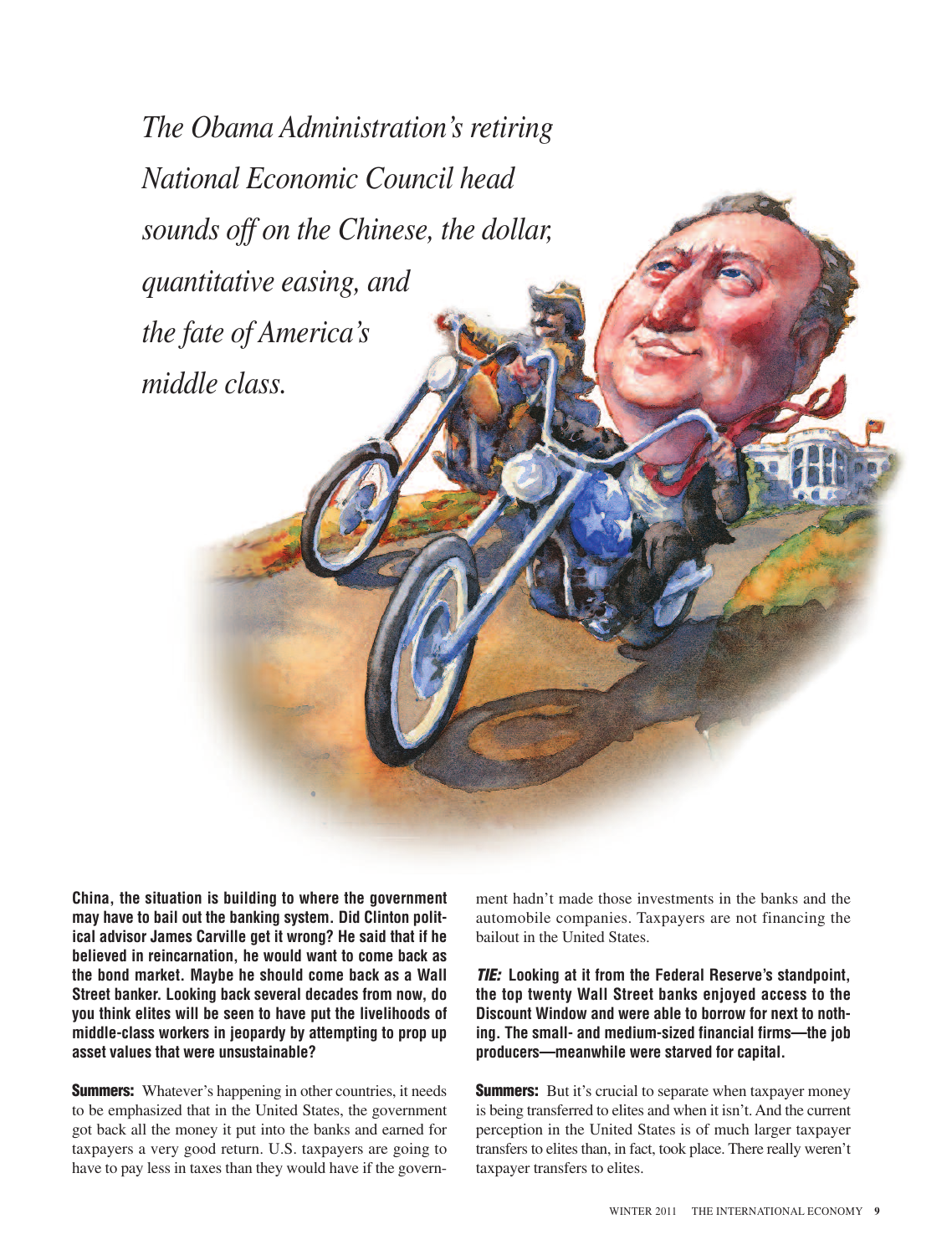*The Obama Administration's retiring National Economic Council head sounds off on the Chinese, the dollar, quantitative easing, and the fate of America's middle class.*

**China, the situation is building to where the government may have to bail out the banking system. Did Clinton political advisor James Carville get it wrong? He said that if he believed in reincarnation, he would want to come back as the bond market. Maybe he should come back as a Wall Street banker. Looking back several decades from now, do you think elites will be seen to have put the livelihoods of middle-class workers in jeopardy by attempting to prop up asset values that were unsustainable?**

**Summers:** Whatever's happening in other countries, it needs to be emphasized that in the United States, the government got back all the money it put into the banks and earned for taxpayers a very good return. U.S. taxpayers are going to have to pay less in taxes than they would have if the government hadn't made those investments in the banks and the automobile companies. Taxpayers are not financing the bailout in the United States.

***TIE:* Looking at it from the Federal Reserve's standpoint, the top twenty Wall Street banks enjoyed access to the Discount Window and were able to borrow for next to nothing. The small- and medium-sized financial firms—the job producers—meanwhile were starved for capital.**

**Summers:** But it's crucial to separate when taxpayer money is being transferred to elites and when it isn't. And the current perception in the United States is of much larger taxpayer transfers to elites than, in fact, took place. There really weren't taxpayer transfers to elites.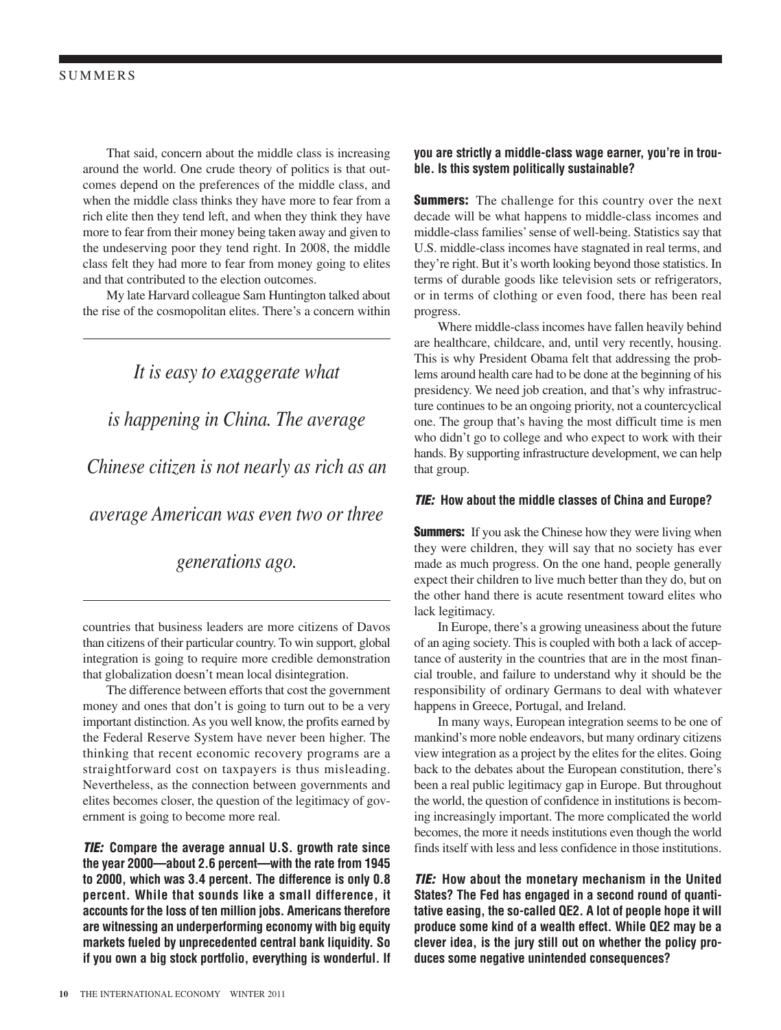That said, concern about the middle class is increasing around the world. One crude theory of politics is that outcomes depend on the preferences of the middle class, and when the middle class thinks they have more to fear from a rich elite then they tend left, and when they think they have more to fear from their money being taken away and given to the undeserving poor they tend right. In 2008, the middle class felt they had more to fear from money going to elites and that contributed to the election outcomes.

My late Harvard colleague Sam Huntington talked about the rise of the cosmopolitan elites. There's a concern within countries that business leaders are more citizens of Davos than citizens of their particular country. To win support, global integration is going to require more credible demonstration that globalization doesn't mean local disintegration.

*It is easy to exaggerate what is happening in China. The average Chinese citizen is not nearly as rich as an average American was even two or three generations ago.*

The difference between efforts that cost the government money and ones that don't is going to turn out to be a very important distinction. As you well know, the profits earned by the Federal Reserve System have never been higher. The thinking that recent economic recovery programs are a straightforward cost on taxpayers is thus misleading. Nevertheless, as the connection between governments and elites becomes closer, the question of the legitimacy of government is going to become more real.

***TIE:*** **Compare the average annual U.S. growth rate since the year 2000—about 2.6 percent—with the rate from 1945 to 2000, which was 3.4 percent. The difference is only 0.8 percent. While that sounds like a small difference, it accounts for the loss of ten million jobs. Americans therefore are witnessing an underperforming economy with big equity markets fueled by unprecedented central bank liquidity. So if you own a big stock portfolio, everything is wonderful. If you are strictly a middle-class wage earner, you're in trouble. Is this system politically sustainable?**

**Summers:** The challenge for this country over the next decade will be what happens to middle-class incomes and middle-class families' sense of well-being. Statistics say that U.S. middle-class incomes have stagnated in real terms, and they're right. But it's worth looking beyond those statistics. In terms of durable goods like television sets or refrigerators, or in terms of clothing or even food, there has been real progress.

Where middle-class incomes have fallen heavily behind are healthcare, childcare, and, until very recently, housing. This is why President Obama felt that addressing the problems around health care had to be done at the beginning of his presidency. We need job creation, and that's why infrastructure continues to be an ongoing priority, not a countercyclical one. The group that's having the most difficult time is men who didn't go to college and who expect to work with their hands. By supporting infrastructure development, we can help that group.

***TIE:*** **How about the middle classes of China and Europe?**

**Summers:** If you ask the Chinese how they were living when they were children, they will say that no society has ever made as much progress. On the one hand, people generally expect their children to live much better than they do, but on the other hand there is acute resentment toward elites who lack legitimacy.

In Europe, there's a growing uneasiness about the future of an aging society. This is coupled with both a lack of acceptance of austerity in the countries that are in the most financial trouble, and failure to understand why it should be the responsibility of ordinary Germans to deal with whatever happens in Greece, Portugal, and Ireland.

In many ways, European integration seems to be one of mankind's more noble endeavors, but many ordinary citizens view integration as a project by the elites for the elites. Going back to the debates about the European constitution, there's been a real public legitimacy gap in Europe. But throughout the world, the question of confidence in institutions is becoming increasingly important. The more complicated the world becomes, the more it needs institutions even though the world finds itself with less and less confidence in those institutions.

***TIE:*** **How about the monetary mechanism in the United States? The Fed has engaged in a second round of quantitative easing, the so-called QE2. A lot of people hope it will produce some kind of a wealth effect. While QE2 may be a clever idea, is the jury still out on whether the policy produces some negative unintended consequences?**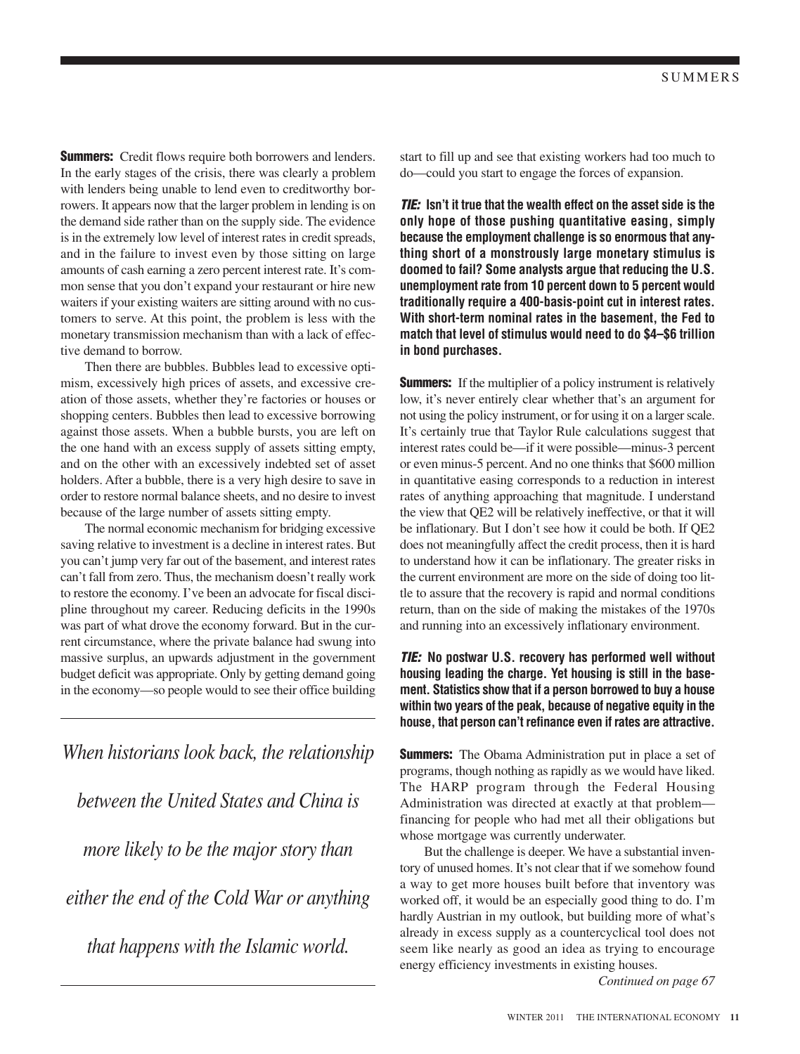**Summers:** Credit flows require both borrowers and lenders. In the early stages of the crisis, there was clearly a problem with lenders being unable to lend even to creditworthy borrowers. It appears now that the larger problem in lending is on the demand side rather than on the supply side. The evidence is in the extremely low level of interest rates in credit spreads, and in the failure to invest even by those sitting on large amounts of cash earning a zero percent interest rate. It's common sense that you don't expand your restaurant or hire new waiters if your existing waiters are sitting around with no customers to serve. At this point, the problem is less with the monetary transmission mechanism than with a lack of effective demand to borrow.

Then there are bubbles. Bubbles lead to excessive optimism, excessively high prices of assets, and excessive creation of those assets, whether they're factories or houses or shopping centers. Bubbles then lead to excessive borrowing against those assets. When a bubble bursts, you are left on the one hand with an excess supply of assets sitting empty, and on the other with an excessively indebted set of asset holders. After a bubble, there is a very high desire to save in order to restore normal balance sheets, and no desire to invest because of the large number of assets sitting empty.

The normal economic mechanism for bridging excessive saving relative to investment is a decline in interest rates. But you can't jump very far out of the basement, and interest rates can't fall from zero. Thus, the mechanism doesn't really work to restore the economy. I've been an advocate for fiscal discipline throughout my career. Reducing deficits in the 1990s was part of what drove the economy forward. But in the current circumstance, where the private balance had swung into massive surplus, an upwards adjustment in the government budget deficit was appropriate. Only by getting demand going in the economy—so people would to see their office building start to fill up and see that existing workers had too much to do—could you start to engage the forces of expansion.

> *When historians look back, the relationship between the United States and China is more likely to be the major story than either the end of the Cold War or anything that happens with the Islamic world.*

***TIE:* Isn't it true that the wealth effect on the asset side is the only hope of those pushing quantitative easing, simply because the employment challenge is so enormous that anything short of a monstrously large monetary stimulus is doomed to fail? Some analysts argue that reducing the U.S. unemployment rate from 10 percent down to 5 percent would traditionally require a 400-basis-point cut in interest rates. With short-term nominal rates in the basement, the Fed to match that level of stimulus would need to do $4–$6 trillion in bond purchases.**

**Summers:** If the multiplier of a policy instrument is relatively low, it's never entirely clear whether that's an argument for not using the policy instrument, or for using it on a larger scale. It's certainly true that Taylor Rule calculations suggest that interest rates could be—if it were possible—minus-3 percent or even minus-5 percent. And no one thinks that $600 million in quantitative easing corresponds to a reduction in interest rates of anything approaching that magnitude. I understand the view that QE2 will be relatively ineffective, or that it will be inflationary. But I don't see how it could be both. If QE2 does not meaningfully affect the credit process, then it is hard to understand how it can be inflationary. The greater risks in the current environment are more on the side of doing too little to assure that the recovery is rapid and normal conditions return, than on the side of making the mistakes of the 1970s and running into an excessively inflationary environment.

***TIE:* No postwar U.S. recovery has performed well without housing leading the charge. Yet housing is still in the basement. Statistics show that if a person borrowed to buy a house within two years of the peak, because of negative equity in the house, that person can't refinance even if rates are attractive.**

**Summers:** The Obama Administration put in place a set of programs, though nothing as rapidly as we would have liked. The HARP program through the Federal Housing Administration was directed at exactly at that problem—financing for people who had met all their obligations but whose mortgage was currently underwater.

But the challenge is deeper. We have a substantial inventory of unused homes. It's not clear that if we somehow found a way to get more houses built before that inventory was worked off, it would be an especially good thing to do. I'm hardly Austrian in my outlook, but building more of what's already in excess supply as a countercyclical tool does not seem like nearly as good an idea as trying to encourage energy efficiency investments in existing houses.

*Continued on page 67*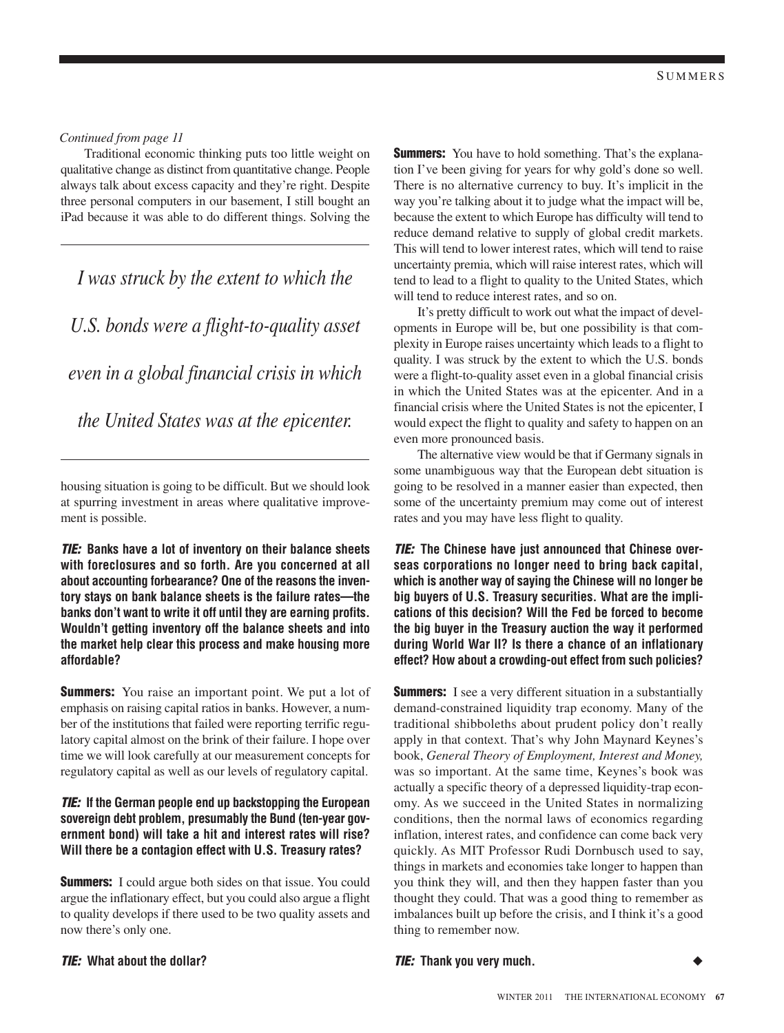*Continued from page 11*

Traditional economic thinking puts too little weight on qualitative change as distinct from quantitative change. People always talk about excess capacity and they're right. Despite three personal computers in our basement, I still bought an iPad because it was able to do different things. Solving the housing situation is going to be difficult. But we should look at spurring investment in areas where qualitative improvement is possible.

*I was struck by the extent to which the U.S. bonds were a flight-to-quality asset even in a global financial crisis in which the United States was at the epicenter.*

***TIE:*** **Banks have a lot of inventory on their balance sheets with foreclosures and so forth. Are you concerned at all about accounting forbearance? One of the reasons the inventory stays on bank balance sheets is the failure rates—the banks don't want to write it off until they are earning profits. Wouldn't getting inventory off the balance sheets and into the market help clear this process and make housing more affordable?**

**Summers:** You raise an important point. We put a lot of emphasis on raising capital ratios in banks. However, a number of the institutions that failed were reporting terrific regulatory capital almost on the brink of their failure. I hope over time we will look carefully at our measurement concepts for regulatory capital as well as our levels of regulatory capital.

***TIE:*** **If the German people end up backstopping the European sovereign debt problem, presumably the Bund (ten-year government bond) will take a hit and interest rates will rise? Will there be a contagion effect with U.S. Treasury rates?**

**Summers:** I could argue both sides on that issue. You could argue the inflationary effect, but you could also argue a flight to quality develops if there used to be two quality assets and now there's only one.

***TIE:*** **What about the dollar?**

**Summers:** You have to hold something. That's the explanation I've been giving for years for why gold's done so well. There is no alternative currency to buy. It's implicit in the way you're talking about it to judge what the impact will be, because the extent to which Europe has difficulty will tend to reduce demand relative to supply of global credit markets. This will tend to lower interest rates, which will tend to raise uncertainty premia, which will raise interest rates, which will tend to lead to a flight to quality to the United States, which will tend to reduce interest rates, and so on.

It's pretty difficult to work out what the impact of developments in Europe will be, but one possibility is that complexity in Europe raises uncertainty which leads to a flight to quality. I was struck by the extent to which the U.S. bonds were a flight-to-quality asset even in a global financial crisis in which the United States was at the epicenter. And in a financial crisis where the United States is not the epicenter, I would expect the flight to quality and safety to happen on an even more pronounced basis.

The alternative view would be that if Germany signals in some unambiguous way that the European debt situation is going to be resolved in a manner easier than expected, then some of the uncertainty premium may come out of interest rates and you may have less flight to quality.

***TIE:*** **The Chinese have just announced that Chinese overseas corporations no longer need to bring back capital, which is another way of saying the Chinese will no longer be big buyers of U.S. Treasury securities. What are the implications of this decision? Will the Fed be forced to become the big buyer in the Treasury auction the way it performed during World War II? Is there a chance of an inflationary effect? How about a crowding-out effect from such policies?**

**Summers:** I see a very different situation in a substantially demand-constrained liquidity trap economy. Many of the traditional shibboleths about prudent policy don't really apply in that context. That's why John Maynard Keynes's book, *General Theory of Employment, Interest and Money,* was so important. At the same time, Keynes's book was actually a specific theory of a depressed liquidity-trap economy. As we succeed in the United States in normalizing conditions, then the normal laws of economics regarding inflation, interest rates, and confidence can come back very quickly. As MIT Professor Rudi Dornbusch used to say, things in markets and economies take longer to happen than you think they will, and then they happen faster than you thought they could. That was a good thing to remember as imbalances built up before the crisis, and I think it's a good thing to remember now.

***TIE:*** **Thank you very much.** ◆